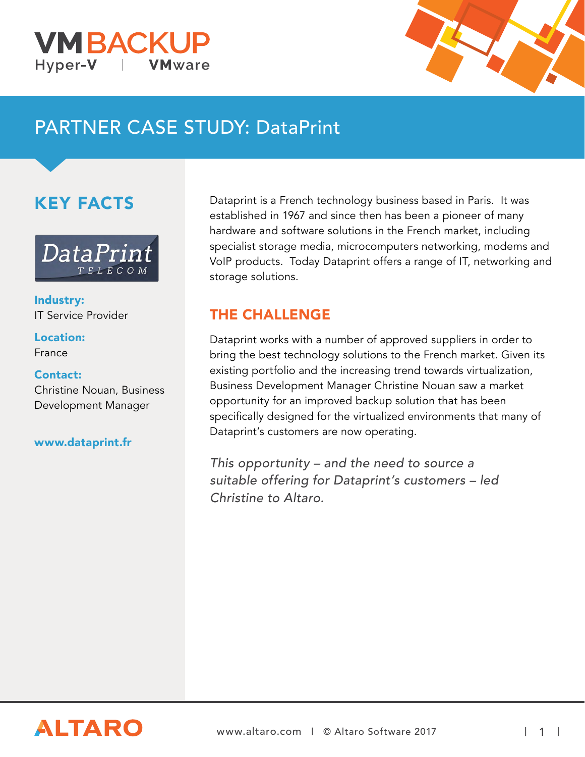VMBACKUP
Hyper-V | VMware

# PARTNER CASE STUDY: DataPrint

## KEY FACTS

DataPrint TELECOM

**Industry:**
IT Service Provider

**Location:**
France

**Contact:**
Christine Nouan, Business Development Manager

**www.dataprint.fr**

Dataprint is a French technology business based in Paris. It was established in 1967 and since then has been a pioneer of many hardware and software solutions in the French market, including specialist storage media, microcomputers networking, modems and VoIP products. Today Dataprint offers a range of IT, networking and storage solutions.

## THE CHALLENGE

Dataprint works with a number of approved suppliers in order to bring the best technology solutions to the French market. Given its existing portfolio and the increasing trend towards virtualization, Business Development Manager Christine Nouan saw a market opportunity for an improved backup solution that has been specifically designed for the virtualized environments that many of Dataprint's customers are now operating.

*This opportunity – and the need to source a suitable offering for Dataprint's customers – led Christine to Altaro.*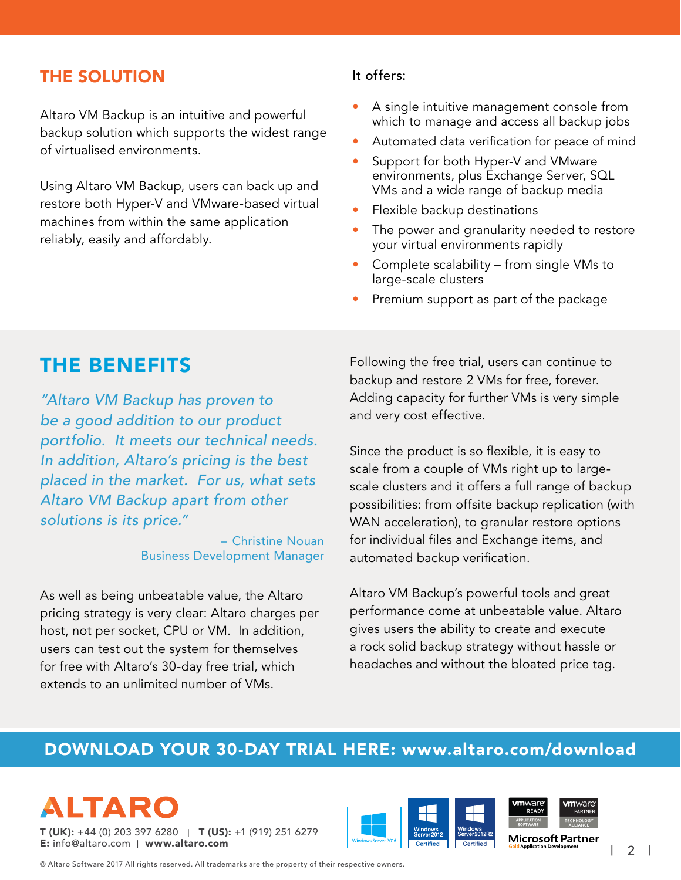## THE SOLUTION

Altaro VM Backup is an intuitive and powerful backup solution which supports the widest range of virtualised environments.

Using Altaro VM Backup, users can back up and restore both Hyper-V and VMware-based virtual machines from within the same application reliably, easily and affordably.

It offers:

- A single intuitive management console from which to manage and access all backup jobs
- Automated data verification for peace of mind
- Support for both Hyper-V and VMware environments, plus Exchange Server, SQL VMs and a wide range of backup media
- Flexible backup destinations
- The power and granularity needed to restore your virtual environments rapidly
- Complete scalability – from single VMs to large-scale clusters
- Premium support as part of the package

## THE BENEFITS

*"Altaro VM Backup has proven to be a good addition to our product portfolio. It meets our technical needs. In addition, Altaro's pricing is the best placed in the market. For us, what sets Altaro VM Backup apart from other solutions is its price."*

– Christine Nouan
Business Development Manager

As well as being unbeatable value, the Altaro pricing strategy is very clear: Altaro charges per host, not per socket, CPU or VM. In addition, users can test out the system for themselves for free with Altaro's 30-day free trial, which extends to an unlimited number of VMs.

Following the free trial, users can continue to backup and restore 2 VMs for free, forever. Adding capacity for further VMs is very simple and very cost effective.

Since the product is so flexible, it is easy to scale from a couple of VMs right up to large-scale clusters and it offers a full range of backup possibilities: from offsite backup replication (with WAN acceleration), to granular restore options for individual files and Exchange items, and automated backup verification.

Altaro VM Backup's powerful tools and great performance come at unbeatable value. Altaro gives users the ability to create and execute a rock solid backup strategy without hassle or headaches and without the bloated price tag.

## DOWNLOAD YOUR 30-DAY TRIAL HERE: www.altaro.com/download

ALTARO

**T (UK):** +44 (0) 203 397 6280 | **T (US):** +1 (919) 251 6279
**E:** info@altaro.com | **www.altaro.com**

Windows Server 2016 | Windows Server 2012 Certified | Windows Server 2012R2 Certified | vmware READY APPLICATION SOFTWARE | vmware PARTNER TECHNOLOGY ALLIANCE | Microsoft Partner Gold Application Development

© Altaro Software 2017 All rights reserved. All trademarks are the property of their respective owners.